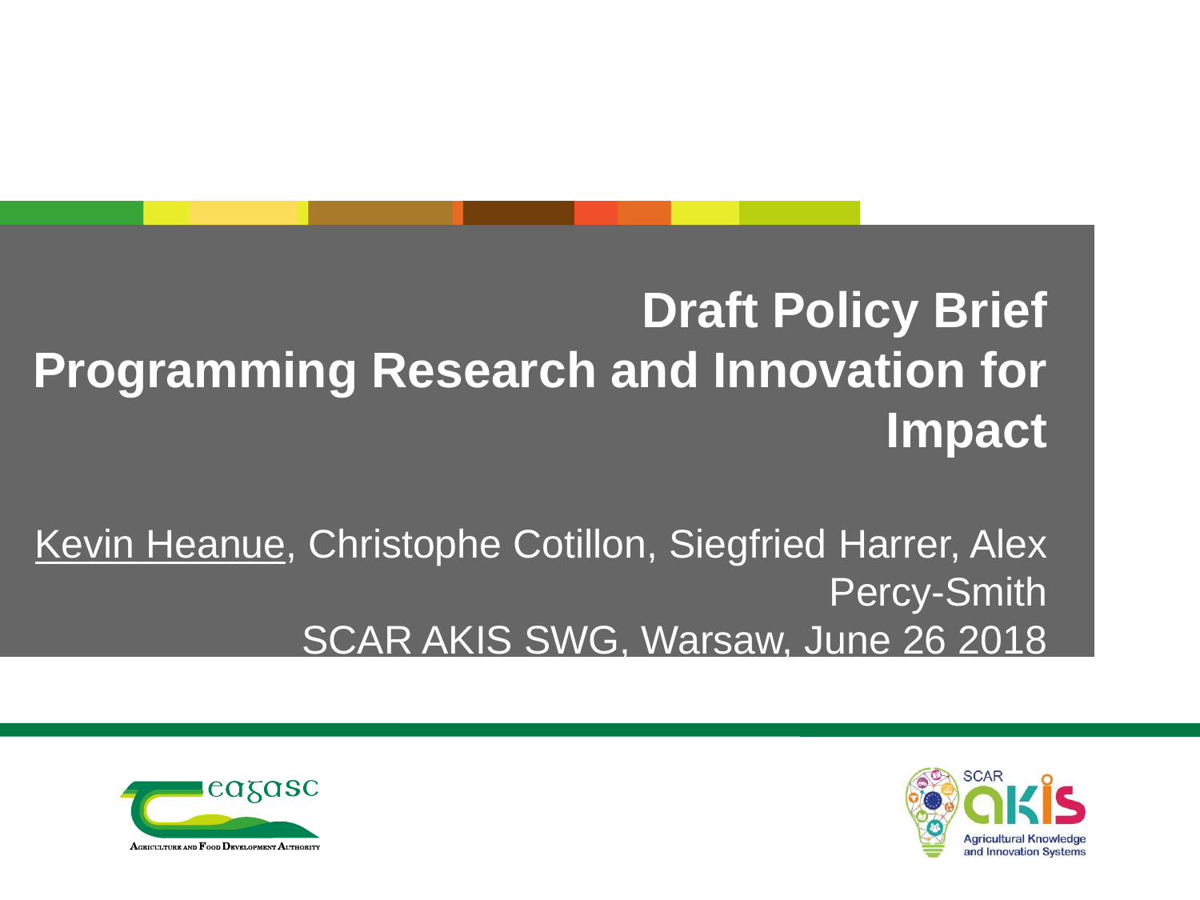# Draft Policy Brief
# Programming Research and Innovation for Impact

<u>Kevin Heanue</u>, Christophe Cotillon, Siegfried Harrer, Alex Percy-Smith

SCAR AKIS SWG, Warsaw, June 26 2018

teagasc

AGRICULTURE AND FOOD DEVELOPMENT AUTHORITY

SCAR AKIS

Agricultural Knowledge and Innovation Systems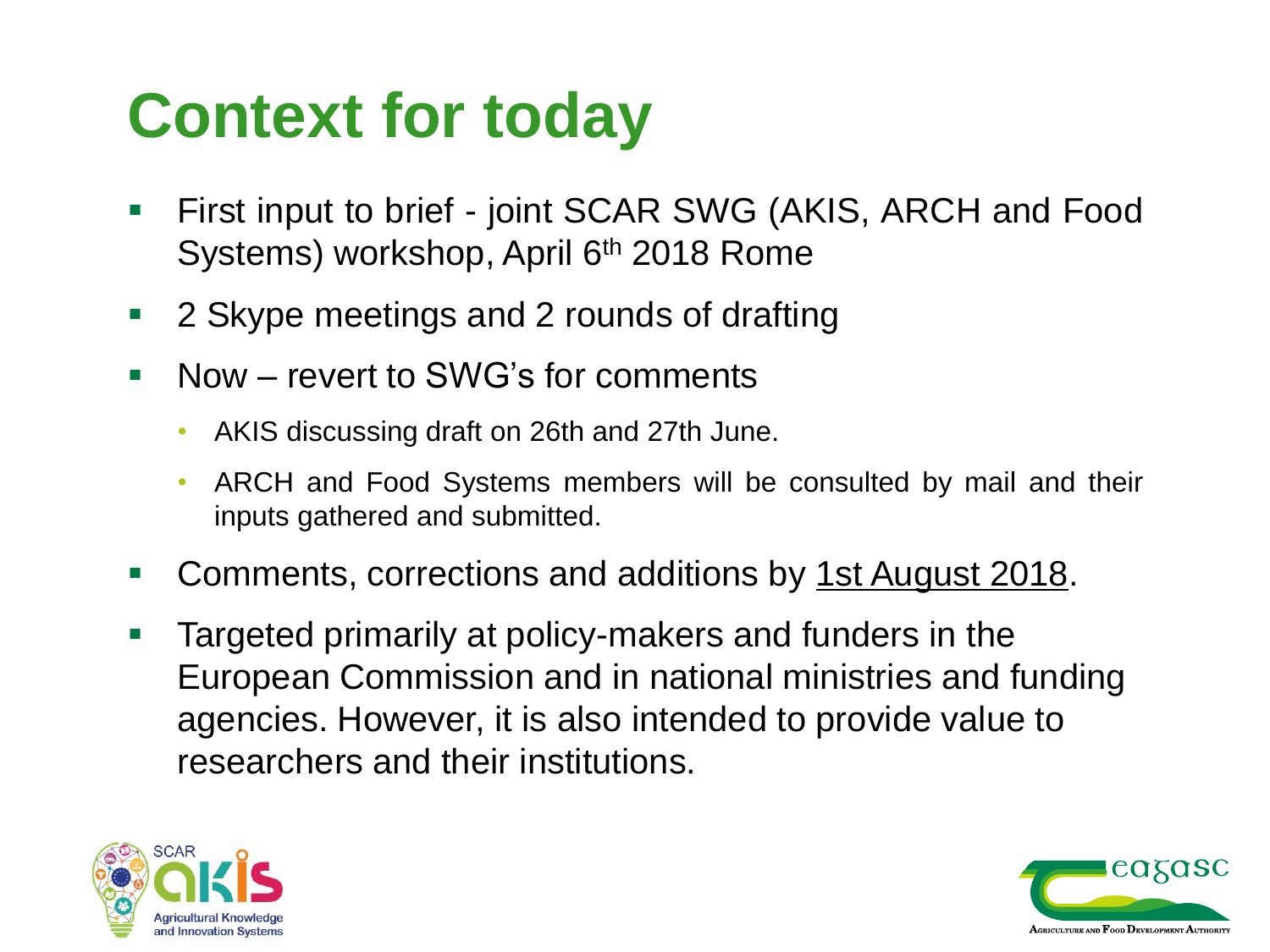# Context for today

- First input to brief - joint SCAR SWG (AKIS, ARCH and Food Systems) workshop, April 6th 2018 Rome
- 2 Skype meetings and 2 rounds of drafting
- Now – revert to SWG's for comments
  - AKIS discussing draft on 26th and 27th June.
  - ARCH and Food Systems members will be consulted by mail and their inputs gathered and submitted.
- Comments, corrections and additions by <u>1st August 2018</u>.
- Targeted primarily at policy-makers and funders in the European Commission and in national ministries and funding agencies. However, it is also intended to provide value to researchers and their institutions.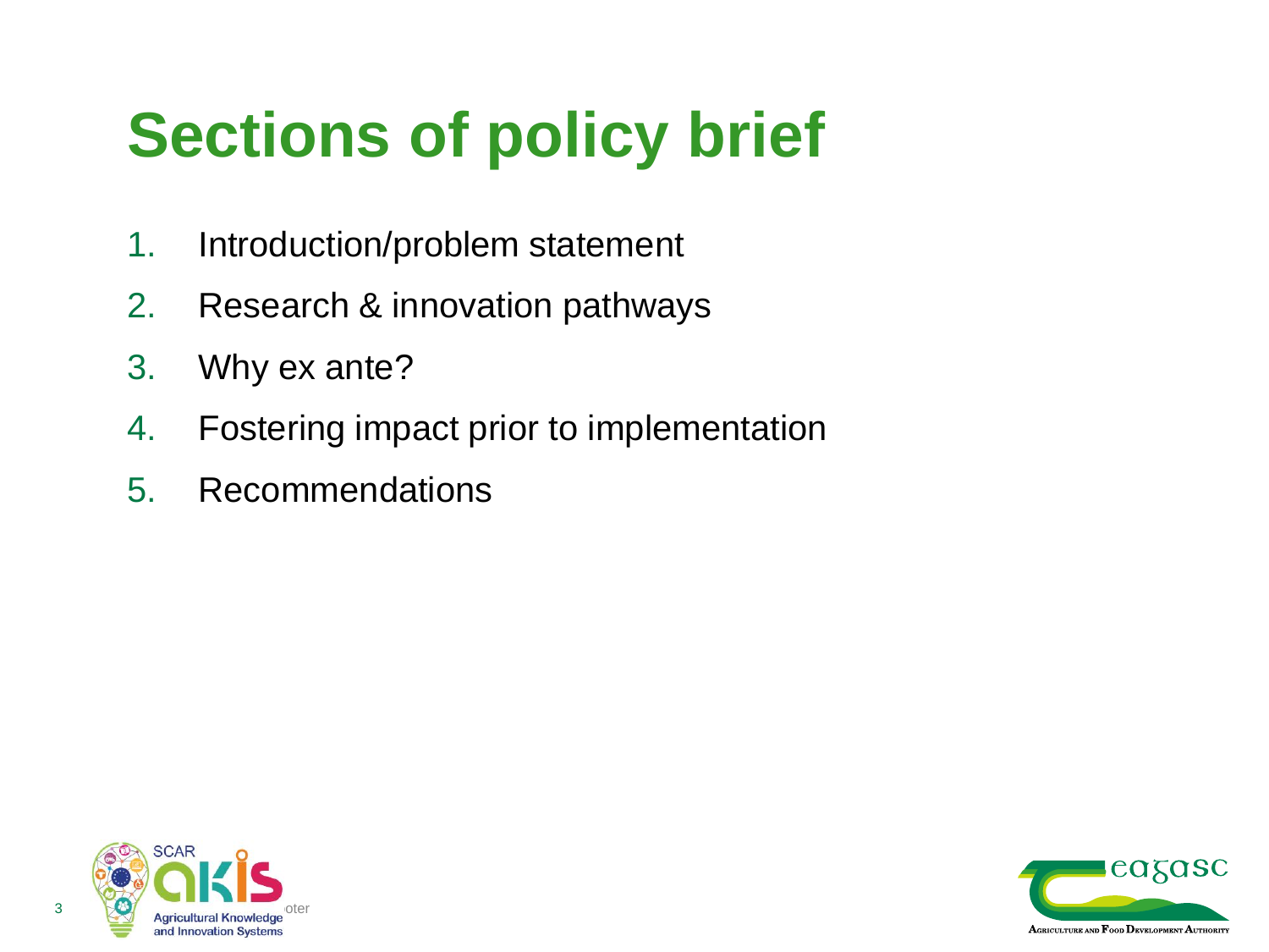# Sections of policy brief

1. Introduction/problem statement
2. Research & innovation pathways
3. Why ex ante?
4. Fostering impact prior to implementation
5. Recommendations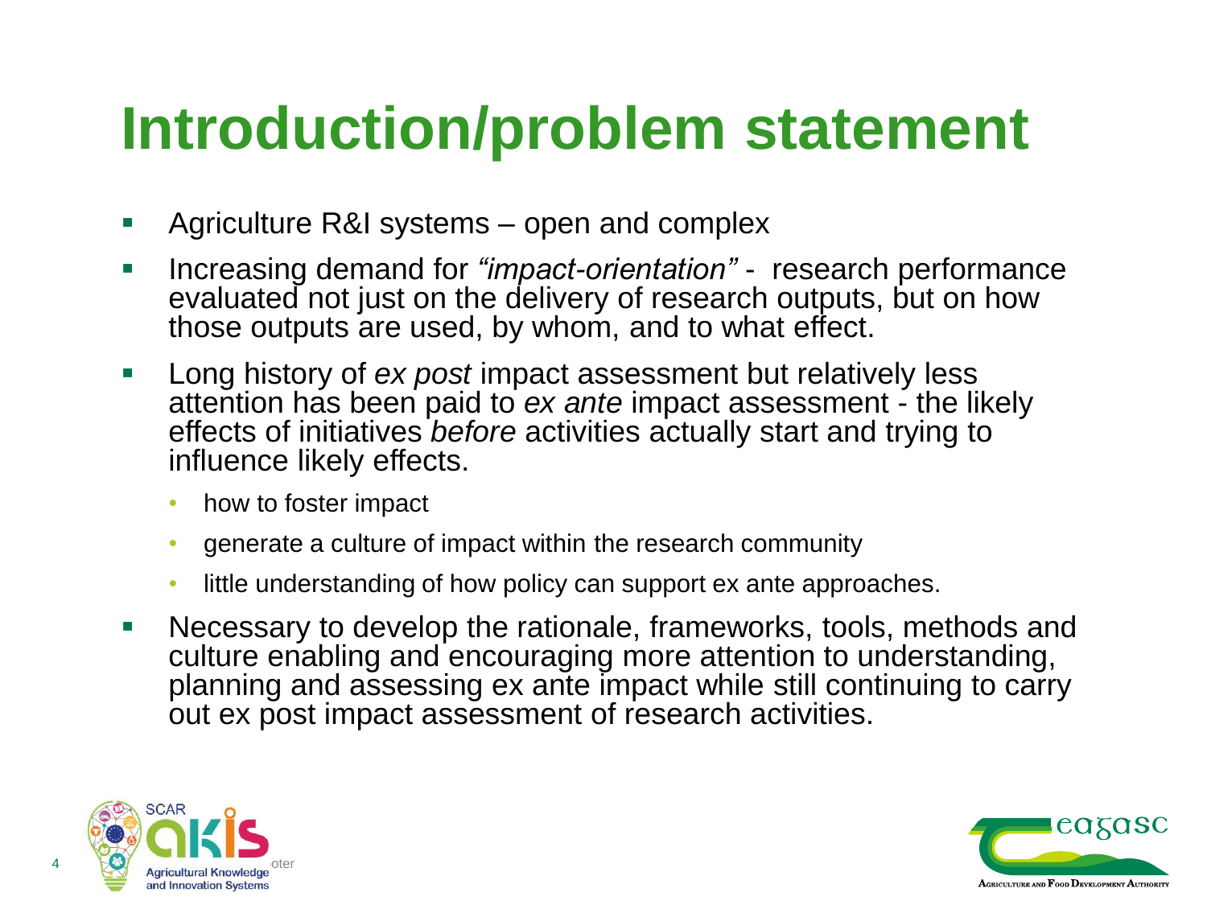# Introduction/problem statement

- Agriculture R&I systems – open and complex
- Increasing demand for *"impact-orientation"* - research performance evaluated not just on the delivery of research outputs, but on how those outputs are used, by whom, and to what effect.
- Long history of *ex post* impact assessment but relatively less attention has been paid to *ex ante* impact assessment - the likely effects of initiatives *before* activities actually start and trying to influence likely effects.
  - how to foster impact
  - generate a culture of impact within the research community
  - little understanding of how policy can support ex ante approaches.
- Necessary to develop the rationale, frameworks, tools, methods and culture enabling and encouraging more attention to understanding, planning and assessing ex ante impact while still continuing to carry out ex post impact assessment of research activities.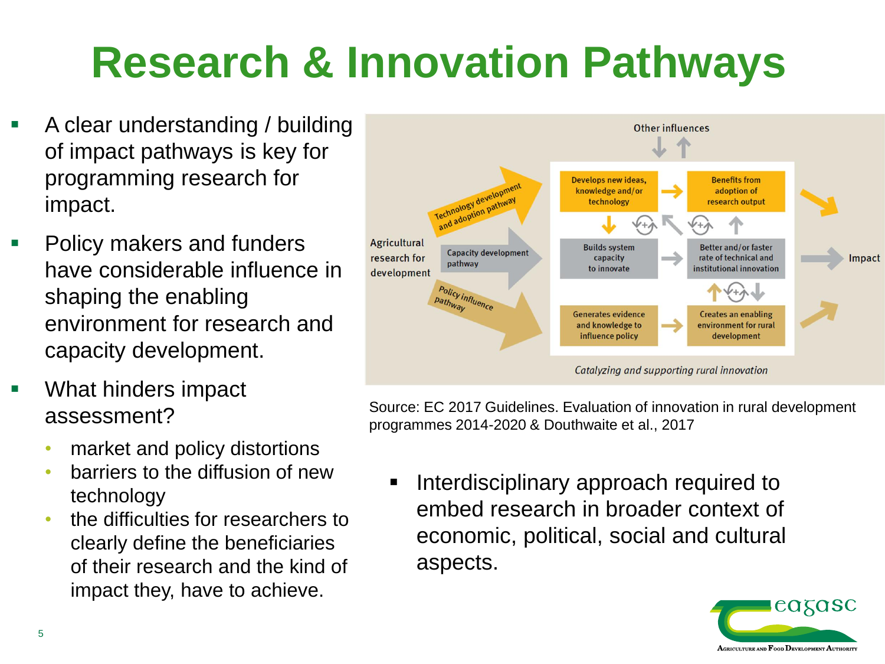# Research & Innovation Pathways

- A clear understanding / building of impact pathways is key for programming research for impact.
- Policy makers and funders have considerable influence in shaping the enabling environment for research and capacity development.
- What hinders impact assessment?
  - market and policy distortions
  - barriers to the diffusion of new technology
  - the difficulties for researchers to clearly define the beneficiaries of their research and the kind of impact they, have to achieve.

Other influences

Agricultural research for development

Technology development and adoption pathway

Capacity development pathway

Policy influence pathway

Develops new ideas, knowledge and/or technology

Benefits from adoption of research output

Builds system capacity to innovate

Better and/or faster rate of technical and institutional innovation

Generates evidence and knowledge to influence policy

Creates an enabling environment for rural development

Impact

*Catalyzing and supporting rural innovation*

Source: EC 2017 Guidelines. Evaluation of innovation in rural development programmes 2014-2020 & Douthwaite et al., 2017

- Interdisciplinary approach required to embed research in broader context of economic, political, social and cultural aspects.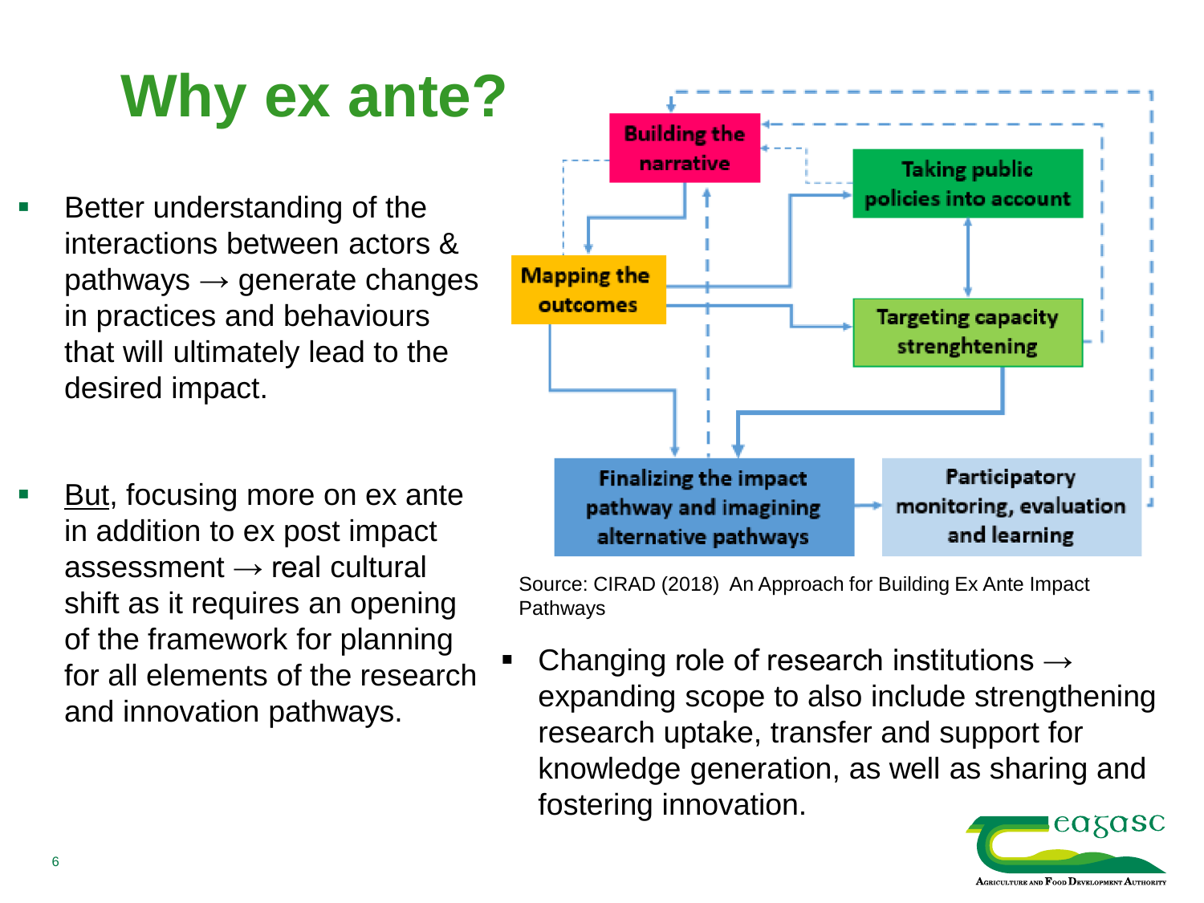# Why ex ante?

- Better understanding of the interactions between actors & pathways → generate changes in practices and behaviours that will ultimately lead to the desired impact.

- But, focusing more on ex ante in addition to ex post impact assessment → real cultural shift as it requires an opening of the framework for planning for all elements of the research and innovation pathways.

Building the narrative

Taking public policies into account

Mapping the outcomes

Targeting capacity strenghtening

Finalizing the impact pathway and imagining alternative pathways

Participatory monitoring, evaluation and learning

Source: CIRAD (2018) An Approach for Building Ex Ante Impact Pathways

- Changing role of research institutions → expanding scope to also include strengthening research uptake, transfer and support for knowledge generation, as well as sharing and fostering innovation.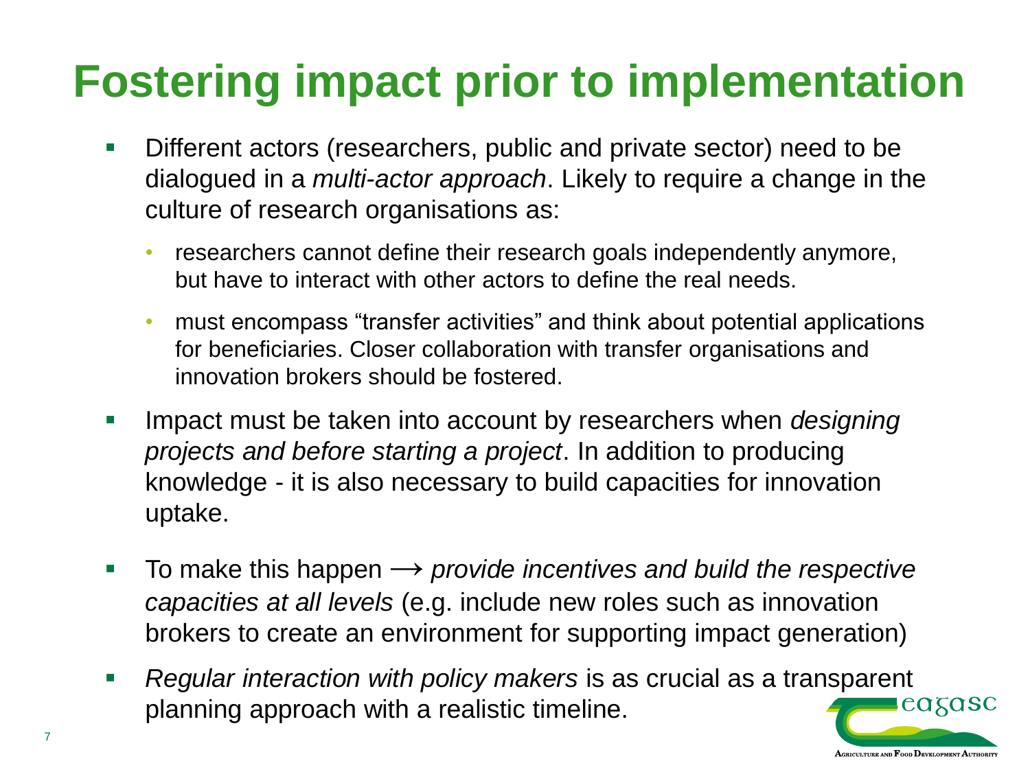# Fostering impact prior to implementation

- Different actors (researchers, public and private sector) need to be dialogued in a *multi-actor approach*. Likely to require a change in the culture of research organisations as:
  - researchers cannot define their research goals independently anymore, but have to interact with other actors to define the real needs.
  - must encompass "transfer activities" and think about potential applications for beneficiaries. Closer collaboration with transfer organisations and innovation brokers should be fostered.
- Impact must be taken into account by researchers when *designing projects and before starting a project*. In addition to producing knowledge - it is also necessary to build capacities for innovation uptake.
- To make this happen ⟶ *provide incentives and build the respective capacities at all levels* (e.g. include new roles such as innovation brokers to create an environment for supporting impact generation)
- *Regular interaction with policy makers* is as crucial as a transparent planning approach with a realistic timeline.

teagasc

Agriculture and Food Development Authority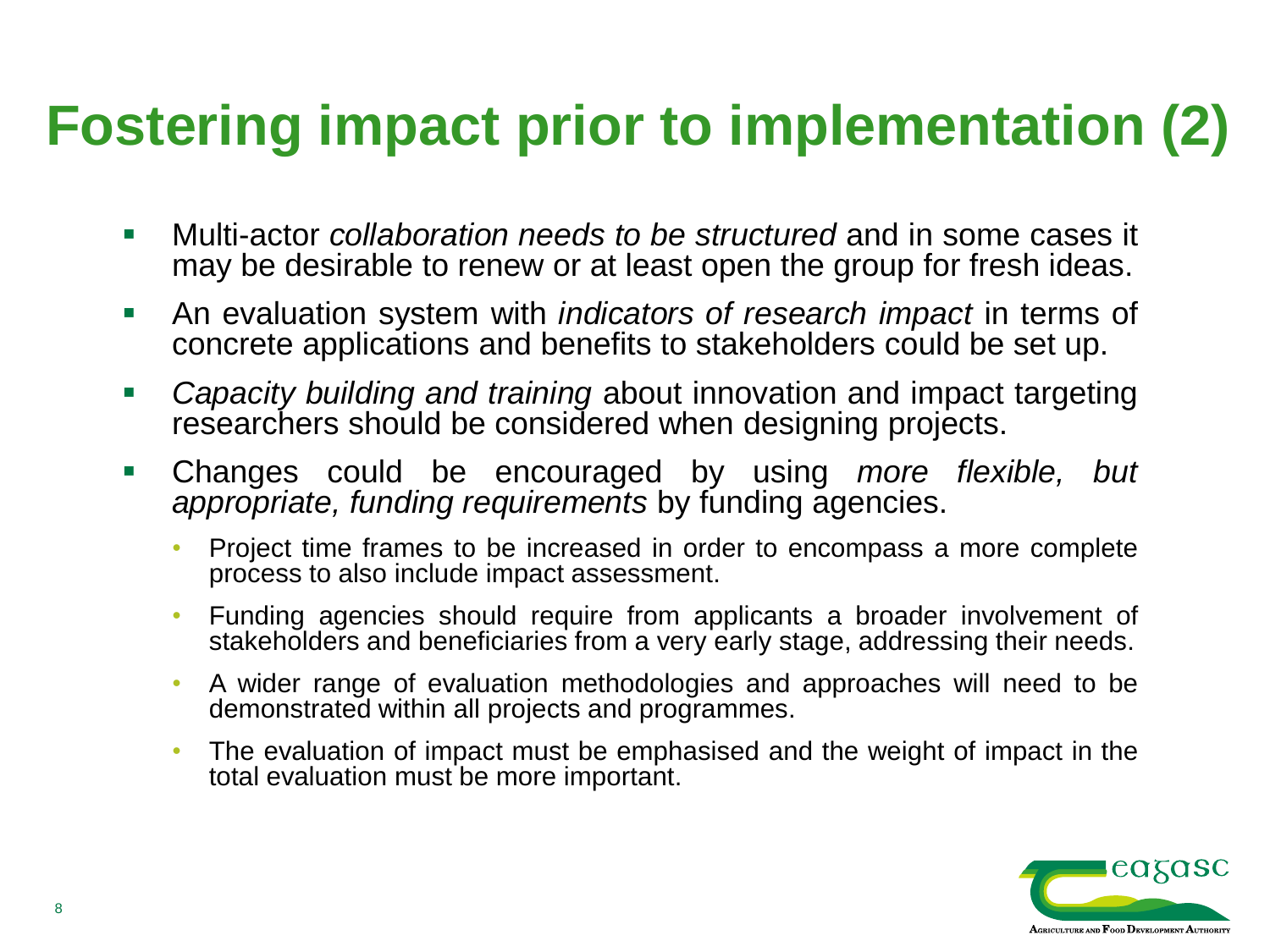# Fostering impact prior to implementation (2)

- Multi-actor *collaboration needs to be structured* and in some cases it may be desirable to renew or at least open the group for fresh ideas.
- An evaluation system with *indicators of research impact* in terms of concrete applications and benefits to stakeholders could be set up.
- *Capacity building and training* about innovation and impact targeting researchers should be considered when designing projects.
- Changes could be encouraged by using *more flexible, but appropriate, funding requirements* by funding agencies.
  - Project time frames to be increased in order to encompass a more complete process to also include impact assessment.
  - Funding agencies should require from applicants a broader involvement of stakeholders and beneficiaries from a very early stage, addressing their needs.
  - A wider range of evaluation methodologies and approaches will need to be demonstrated within all projects and programmes.
  - The evaluation of impact must be emphasised and the weight of impact in the total evaluation must be more important.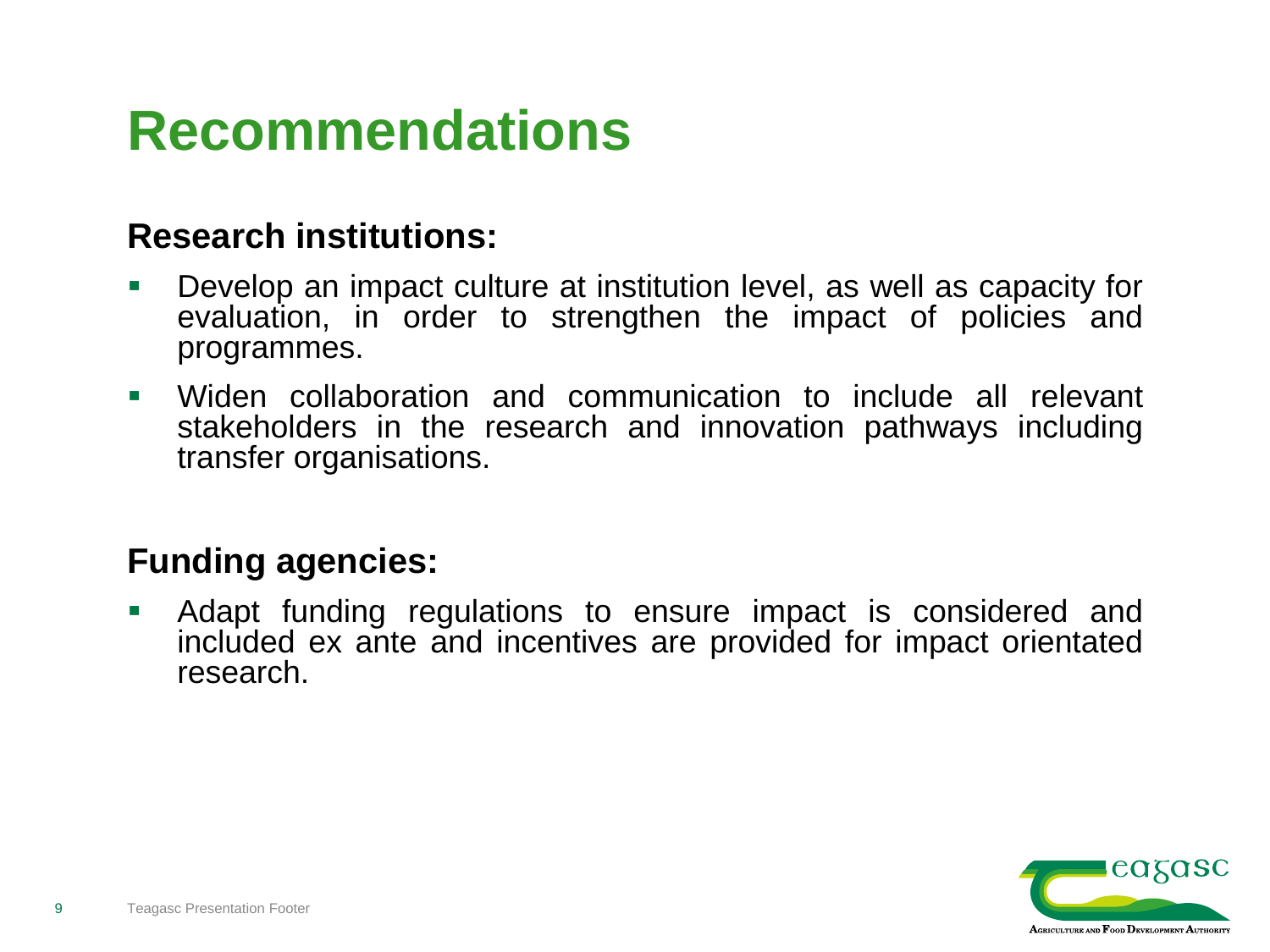# Recommendations

**Research institutions:**

- Develop an impact culture at institution level, as well as capacity for evaluation, in order to strengthen the impact of policies and programmes.
- Widen collaboration and communication to include all relevant stakeholders in the research and innovation pathways including transfer organisations.

**Funding agencies:**

- Adapt funding regulations to ensure impact is considered and included ex ante and incentives are provided for impact orientated research.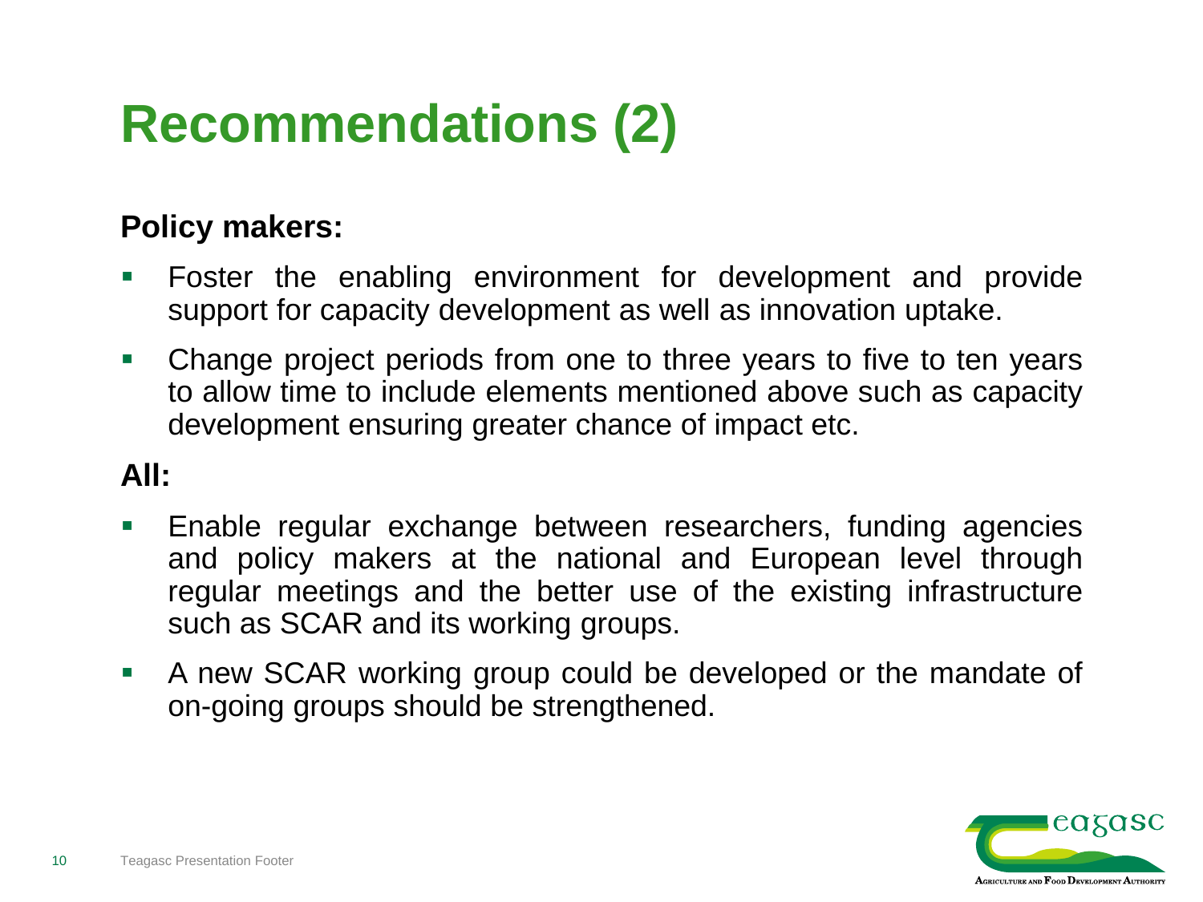# Recommendations (2)

**Policy makers:**

- Foster the enabling environment for development and provide support for capacity development as well as innovation uptake.
- Change project periods from one to three years to five to ten years to allow time to include elements mentioned above such as capacity development ensuring greater chance of impact etc.

**All:**

- Enable regular exchange between researchers, funding agencies and policy makers at the national and European level through regular meetings and the better use of the existing infrastructure such as SCAR and its working groups.
- A new SCAR working group could be developed or the mandate of on-going groups should be strengthened.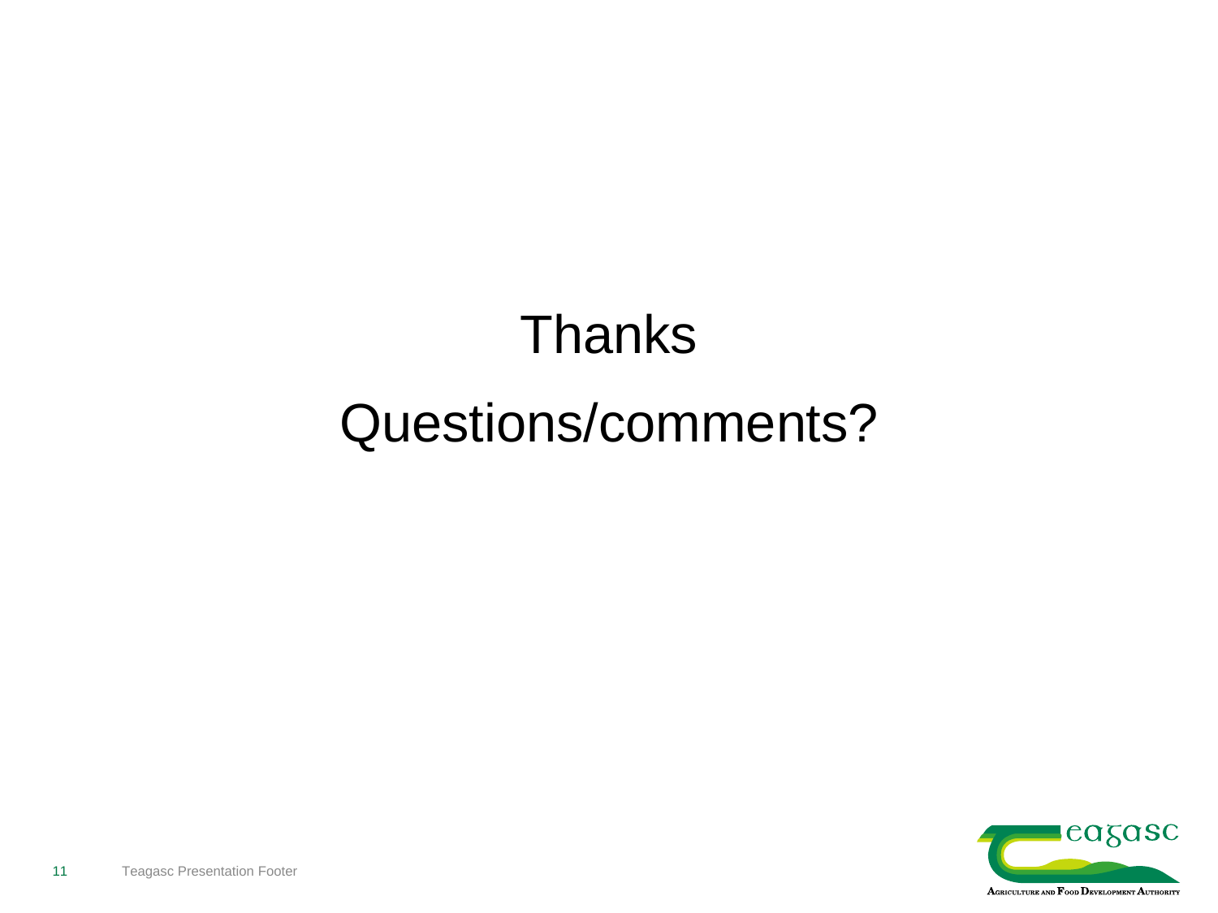# Thanks

# Questions/comments?